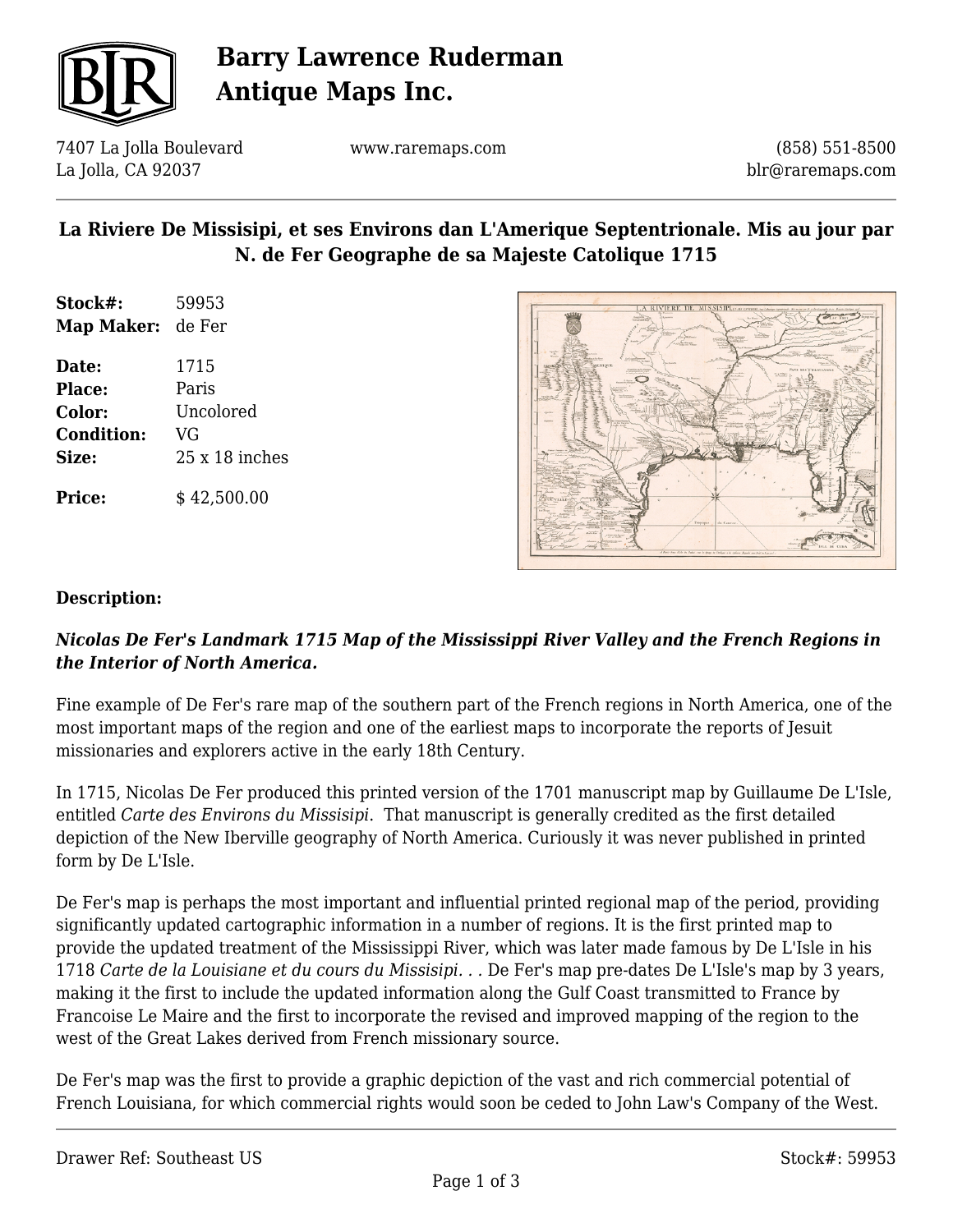# Barry Lawrence Ruderman Antique Maps Inc.

7407 La Jolla Boulevard
La Jolla, CA 92037

www.raremaps.com

(858) 551-8500
blr@raremaps.com

## La Riviere De Missisipi, et ses Environs dan L'Amerique Septentrionale. Mis au jour par N. de Fer Geographe de sa Majeste Catolique 1715

**Stock#:** 59953
**Map Maker:** de Fer

**Date:** 1715
**Place:** Paris
**Color:** Uncolored
**Condition:** VG
**Size:** 25 x 18 inches

**Price:** $ 42,500.00

**Description:**

***Nicolas De Fer's Landmark 1715 Map of the Mississippi River Valley and the French Regions in the Interior of North America.***

Fine example of De Fer's rare map of the southern part of the French regions in North America, one of the most important maps of the region and one of the earliest maps to incorporate the reports of Jesuit missionaries and explorers active in the early 18th Century.

In 1715, Nicolas De Fer produced this printed version of the 1701 manuscript map by Guillaume De L'Isle, entitled *Carte des Environs du Missisipi*. That manuscript is generally credited as the first detailed depiction of the New Iberville geography of North America. Curiously it was never published in printed form by De L'Isle.

De Fer's map is perhaps the most important and influential printed regional map of the period, providing significantly updated cartographic information in a number of regions. It is the first printed map to provide the updated treatment of the Mississippi River, which was later made famous by De L'Isle in his 1718 *Carte de la Louisiane et du cours du Missisipi. . .* De Fer's map pre-dates De L'Isle's map by 3 years, making it the first to include the updated information along the Gulf Coast transmitted to France by Francoise Le Maire and the first to incorporate the revised and improved mapping of the region to the west of the Great Lakes derived from French missionary source.

De Fer's map was the first to provide a graphic depiction of the vast and rich commercial potential of French Louisiana, for which commercial rights would soon be ceded to John Law's Company of the West.

Drawer Ref: Southeast US

Stock#: 59953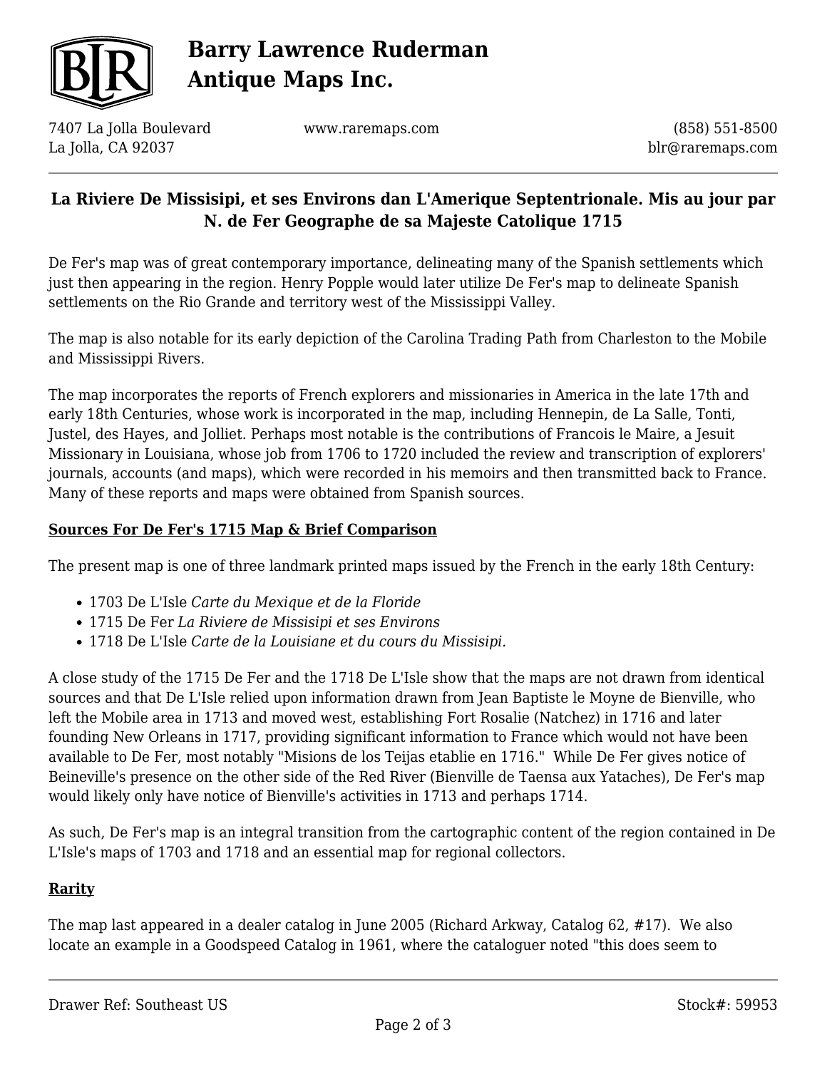**La Riviere De Missisipi, et ses Environs dan L'Amerique Septentrionale. Mis au jour par N. de Fer Geographe de sa Majeste Catolique 1715**

De Fer's map was of great contemporary importance, delineating many of the Spanish settlements which just then appearing in the region. Henry Popple would later utilize De Fer's map to delineate Spanish settlements on the Rio Grande and territory west of the Mississippi Valley.

The map is also notable for its early depiction of the Carolina Trading Path from Charleston to the Mobile and Mississippi Rivers.

The map incorporates the reports of French explorers and missionaries in America in the late 17th and early 18th Centuries, whose work is incorporated in the map, including Hennepin, de La Salle, Tonti, Justel, des Hayes, and Jolliet. Perhaps most notable is the contributions of Francois le Maire, a Jesuit Missionary in Louisiana, whose job from 1706 to 1720 included the review and transcription of explorers' journals, accounts (and maps), which were recorded in his memoirs and then transmitted back to France. Many of these reports and maps were obtained from Spanish sources.

**Sources For De Fer's 1715 Map & Brief Comparison**

The present map is one of three landmark printed maps issued by the French in the early 18th Century:

- 1703 De L'Isle *Carte du Mexique et de la Floride*
- 1715 De Fer *La Riviere de Missisipi et ses Environs*
- 1718 De L'Isle *Carte de la Louisiane et du cours du Missisipi.*

A close study of the 1715 De Fer and the 1718 De L'Isle show that the maps are not drawn from identical sources and that De L'Isle relied upon information drawn from Jean Baptiste le Moyne de Bienville, who left the Mobile area in 1713 and moved west, establishing Fort Rosalie (Natchez) in 1716 and later founding New Orleans in 1717, providing significant information to France which would not have been available to De Fer, most notably "Misions de los Teijas etablie en 1716." While De Fer gives notice of Beineville's presence on the other side of the Red River (Bienville de Taensa aux Yataches), De Fer's map would likely only have notice of Bienville's activities in 1713 and perhaps 1714.

As such, De Fer's map is an integral transition from the cartographic content of the region contained in De L'Isle's maps of 1703 and 1718 and an essential map for regional collectors.

**Rarity**

The map last appeared in a dealer catalog in June 2005 (Richard Arkway, Catalog 62, #17). We also locate an example in a Goodspeed Catalog in 1961, where the cataloguer noted "this does seem to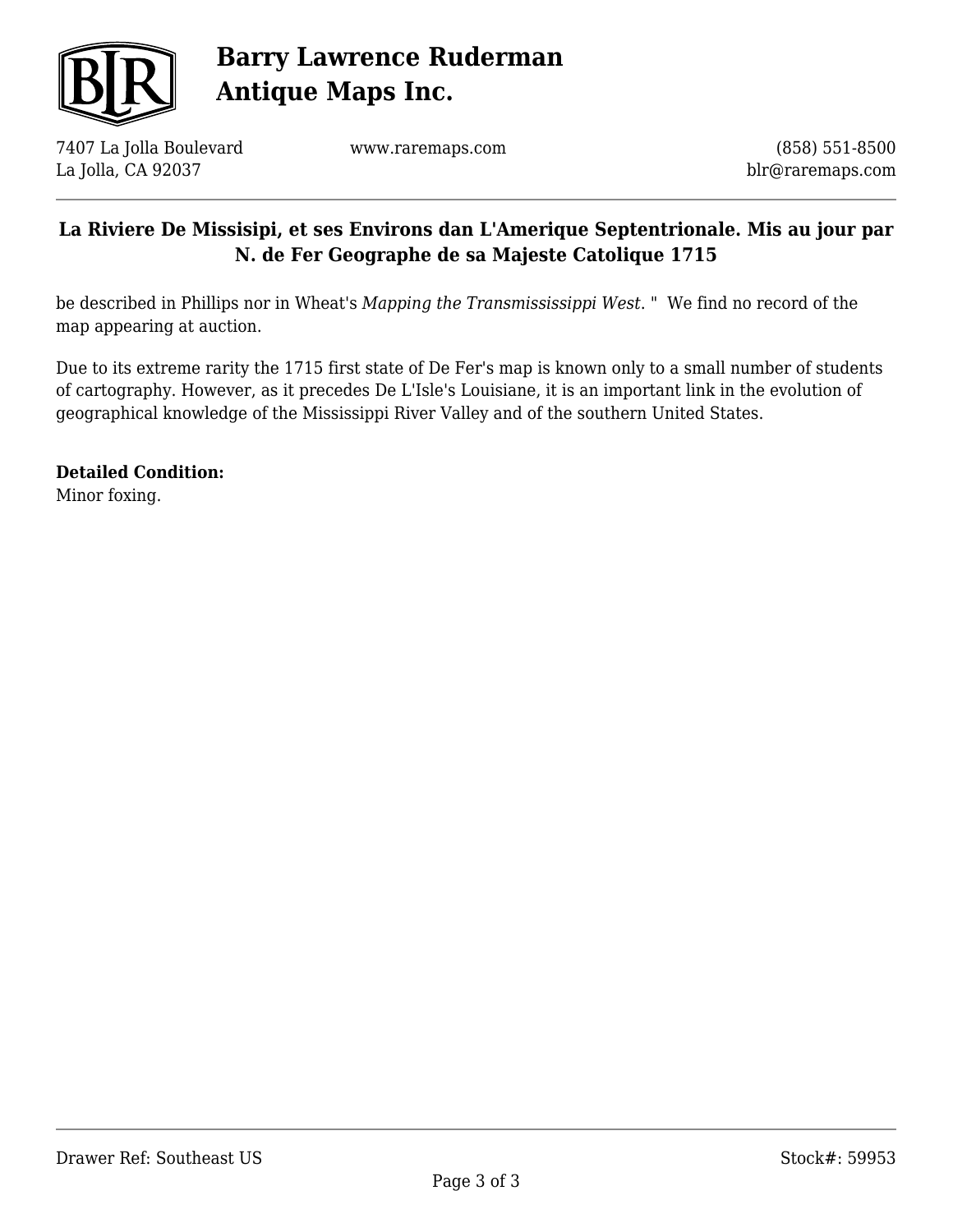be described in Phillips nor in Wheat's *Mapping the Transmississippi West.* "  We find no record of the map appearing at auction.

Due to its extreme rarity the 1715 first state of De Fer's map is known only to a small number of students of cartography. However, as it precedes De L'Isle's Louisiane, it is an important link in the evolution of geographical knowledge of the Mississippi River Valley and of the southern United States.

**Detailed Condition:**
Minor foxing.